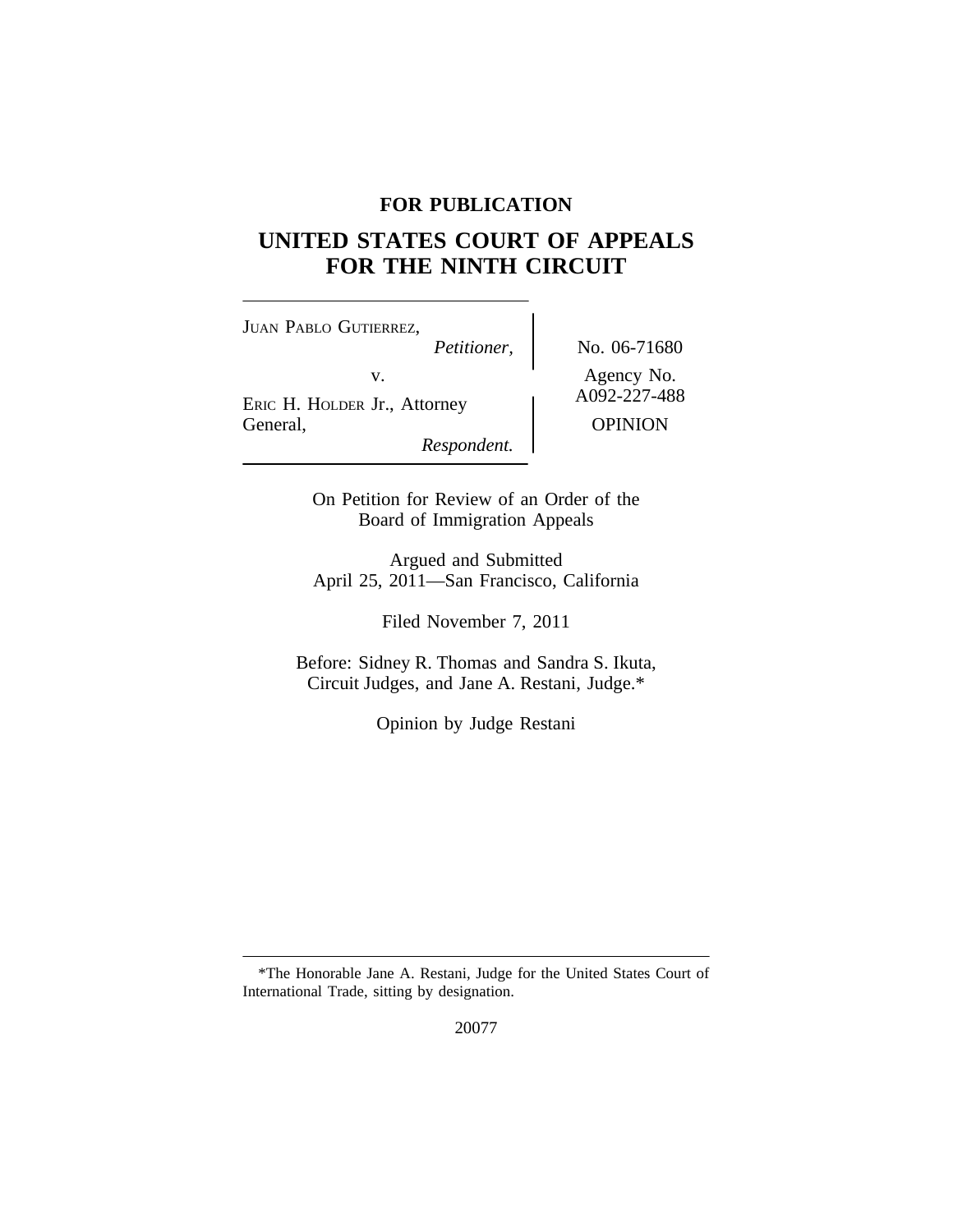**FOR PUBLICATION**

# UNITED STATES COURT OF APPEALS FOR THE NINTH CIRCUIT

JUAN PABLO GUTIERREZ,
*Petitioner,*

v.

ERIC H. HOLDER Jr., Attorney General,
*Respondent.*

No. 06-71680

Agency No. A092-227-488

OPINION

On Petition for Review of an Order of the Board of Immigration Appeals

Argued and Submitted
April 25, 2011—San Francisco, California

Filed November 7, 2011

Before: Sidney R. Thomas and Sandra S. Ikuta, Circuit Judges, and Jane A. Restani, Judge.*

Opinion by Judge Restani

*The Honorable Jane A. Restani, Judge for the United States Court of International Trade, sitting by designation.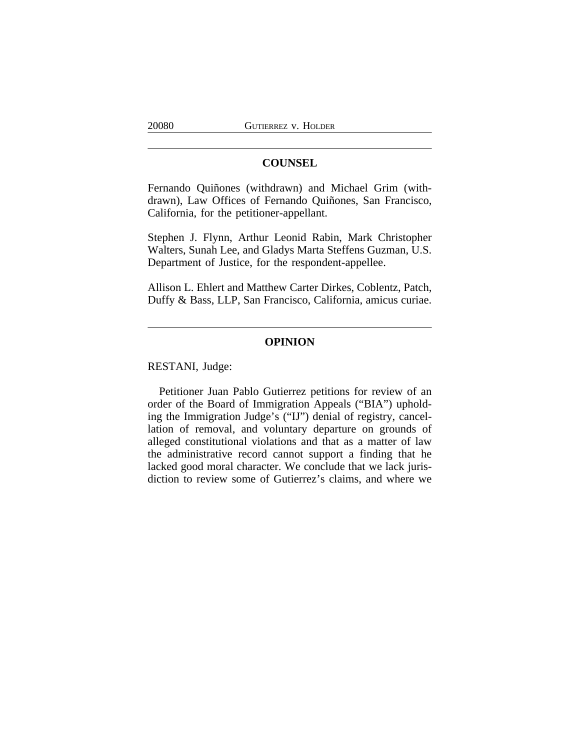## COUNSEL

Fernando Quiñones (withdrawn) and Michael Grim (withdrawn), Law Offices of Fernando Quiñones, San Francisco, California, for the petitioner-appellant.

Stephen J. Flynn, Arthur Leonid Rabin, Mark Christopher Walters, Sunah Lee, and Gladys Marta Steffens Guzman, U.S. Department of Justice, for the respondent-appellee.

Allison L. Ehlert and Matthew Carter Dirkes, Coblentz, Patch, Duffy & Bass, LLP, San Francisco, California, amicus curiae.

## OPINION

RESTANI, Judge:

Petitioner Juan Pablo Gutierrez petitions for review of an order of the Board of Immigration Appeals ("BIA") upholding the Immigration Judge's ("IJ") denial of registry, cancellation of removal, and voluntary departure on grounds of alleged constitutional violations and that as a matter of law the administrative record cannot support a finding that he lacked good moral character. We conclude that we lack jurisdiction to review some of Gutierrez's claims, and where we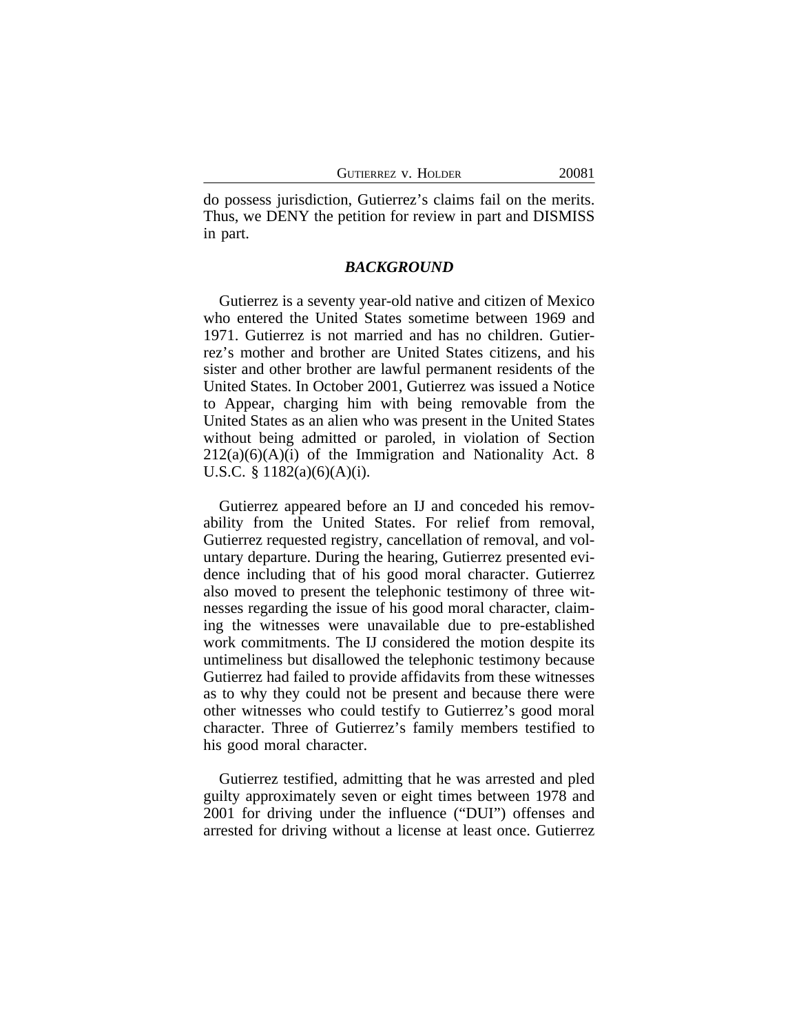do possess jurisdiction, Gutierrez's claims fail on the merits. Thus, we DENY the petition for review in part and DISMISS in part.

## *BACKGROUND*

Gutierrez is a seventy year-old native and citizen of Mexico who entered the United States sometime between 1969 and 1971. Gutierrez is not married and has no children. Gutierrez's mother and brother are United States citizens, and his sister and other brother are lawful permanent residents of the United States. In October 2001, Gutierrez was issued a Notice to Appear, charging him with being removable from the United States as an alien who was present in the United States without being admitted or paroled, in violation of Section 212(a)(6)(A)(i) of the Immigration and Nationality Act. 8 U.S.C. § 1182(a)(6)(A)(i).

Gutierrez appeared before an IJ and conceded his removability from the United States. For relief from removal, Gutierrez requested registry, cancellation of removal, and voluntary departure. During the hearing, Gutierrez presented evidence including that of his good moral character. Gutierrez also moved to present the telephonic testimony of three witnesses regarding the issue of his good moral character, claiming the witnesses were unavailable due to pre-established work commitments. The IJ considered the motion despite its untimeliness but disallowed the telephonic testimony because Gutierrez had failed to provide affidavits from these witnesses as to why they could not be present and because there were other witnesses who could testify to Gutierrez's good moral character. Three of Gutierrez's family members testified to his good moral character.

Gutierrez testified, admitting that he was arrested and pled guilty approximately seven or eight times between 1978 and 2001 for driving under the influence ("DUI") offenses and arrested for driving without a license at least once. Gutierrez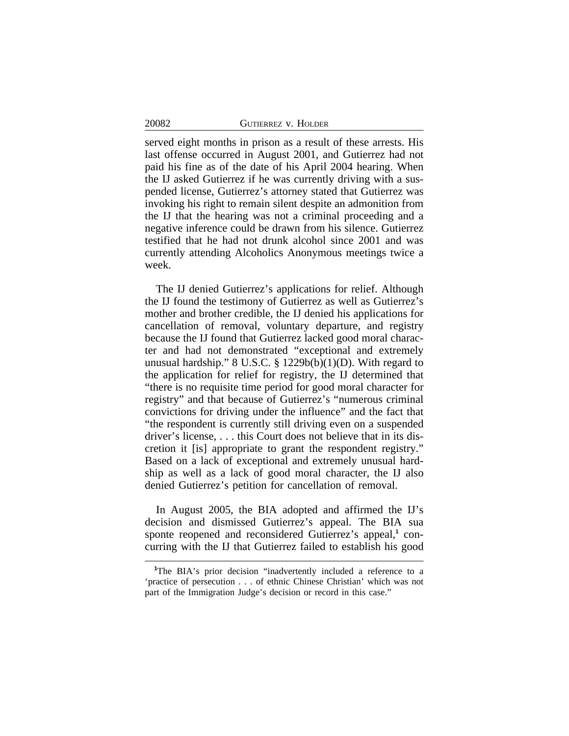served eight months in prison as a result of these arrests. His last offense occurred in August 2001, and Gutierrez had not paid his fine as of the date of his April 2004 hearing. When the IJ asked Gutierrez if he was currently driving with a suspended license, Gutierrez's attorney stated that Gutierrez was invoking his right to remain silent despite an admonition from the IJ that the hearing was not a criminal proceeding and a negative inference could be drawn from his silence. Gutierrez testified that he had not drunk alcohol since 2001 and was currently attending Alcoholics Anonymous meetings twice a week.

The IJ denied Gutierrez's applications for relief. Although the IJ found the testimony of Gutierrez as well as Gutierrez's mother and brother credible, the IJ denied his applications for cancellation of removal, voluntary departure, and registry because the IJ found that Gutierrez lacked good moral character and had not demonstrated "exceptional and extremely unusual hardship." 8 U.S.C. § 1229b(b)(1)(D). With regard to the application for relief for registry, the IJ determined that "there is no requisite time period for good moral character for registry" and that because of Gutierrez's "numerous criminal convictions for driving under the influence" and the fact that "the respondent is currently still driving even on a suspended driver's license, . . . this Court does not believe that in its discretion it [is] appropriate to grant the respondent registry." Based on a lack of exceptional and extremely unusual hardship as well as a lack of good moral character, the IJ also denied Gutierrez's petition for cancellation of removal.

In August 2005, the BIA adopted and affirmed the IJ's decision and dismissed Gutierrez's appeal. The BIA sua sponte reopened and reconsidered Gutierrez's appeal,[1] concurring with the IJ that Gutierrez failed to establish his good

[1] The BIA's prior decision "inadvertently included a reference to a 'practice of persecution . . . of ethnic Chinese Christian' which was not part of the Immigration Judge's decision or record in this case."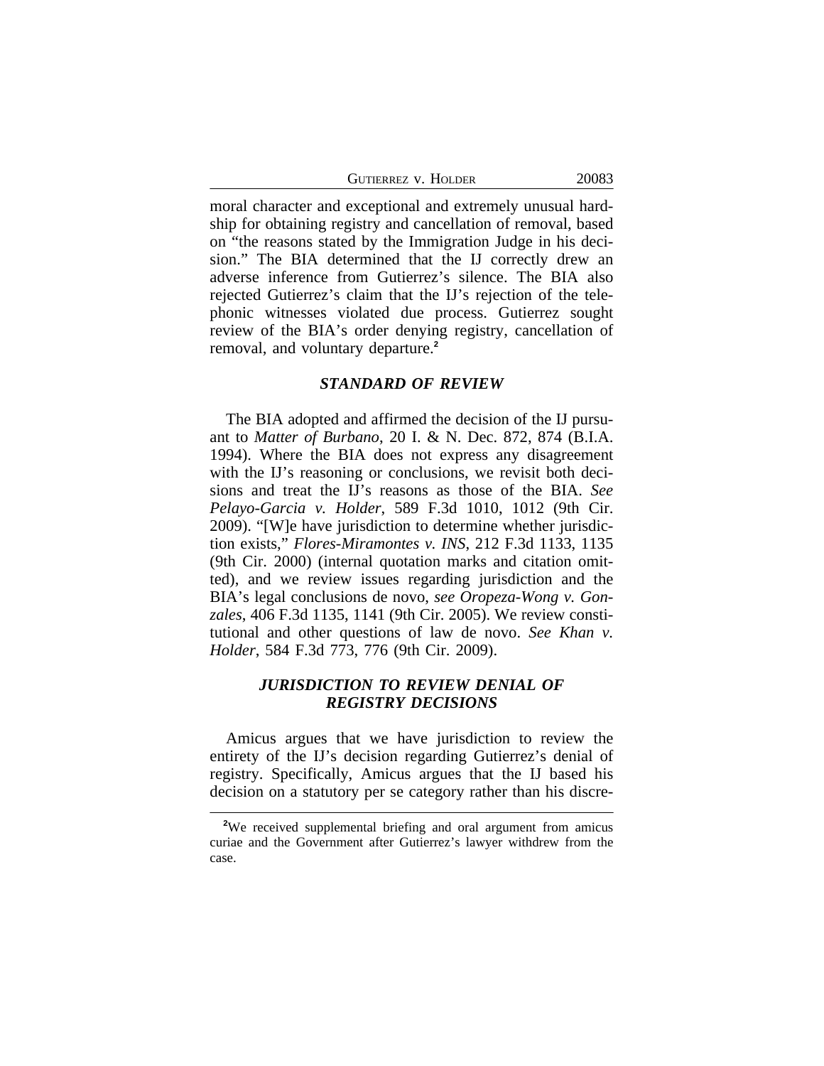moral character and exceptional and extremely unusual hardship for obtaining registry and cancellation of removal, based on "the reasons stated by the Immigration Judge in his decision." The BIA determined that the IJ correctly drew an adverse inference from Gutierrez's silence. The BIA also rejected Gutierrez's claim that the IJ's rejection of the telephonic witnesses violated due process. Gutierrez sought review of the BIA's order denying registry, cancellation of removal, and voluntary departure.[2]

## *STANDARD OF REVIEW*

The BIA adopted and affirmed the decision of the IJ pursuant to *Matter of Burbano*, 20 I. & N. Dec. 872, 874 (B.I.A. 1994). Where the BIA does not express any disagreement with the IJ's reasoning or conclusions, we revisit both decisions and treat the IJ's reasons as those of the BIA. *See Pelayo-Garcia v. Holder*, 589 F.3d 1010, 1012 (9th Cir. 2009). "[W]e have jurisdiction to determine whether jurisdiction exists," *Flores-Miramontes v. INS*, 212 F.3d 1133, 1135 (9th Cir. 2000) (internal quotation marks and citation omitted), and we review issues regarding jurisdiction and the BIA's legal conclusions de novo, *see Oropeza-Wong v. Gonzales*, 406 F.3d 1135, 1141 (9th Cir. 2005). We review constitutional and other questions of law de novo. *See Khan v. Holder*, 584 F.3d 773, 776 (9th Cir. 2009).

## *JURISDICTION TO REVIEW DENIAL OF REGISTRY DECISIONS*

Amicus argues that we have jurisdiction to review the entirety of the IJ's decision regarding Gutierrez's denial of registry. Specifically, Amicus argues that the IJ based his decision on a statutory per se category rather than his discre-

[2]We received supplemental briefing and oral argument from amicus curiae and the Government after Gutierrez's lawyer withdrew from the case.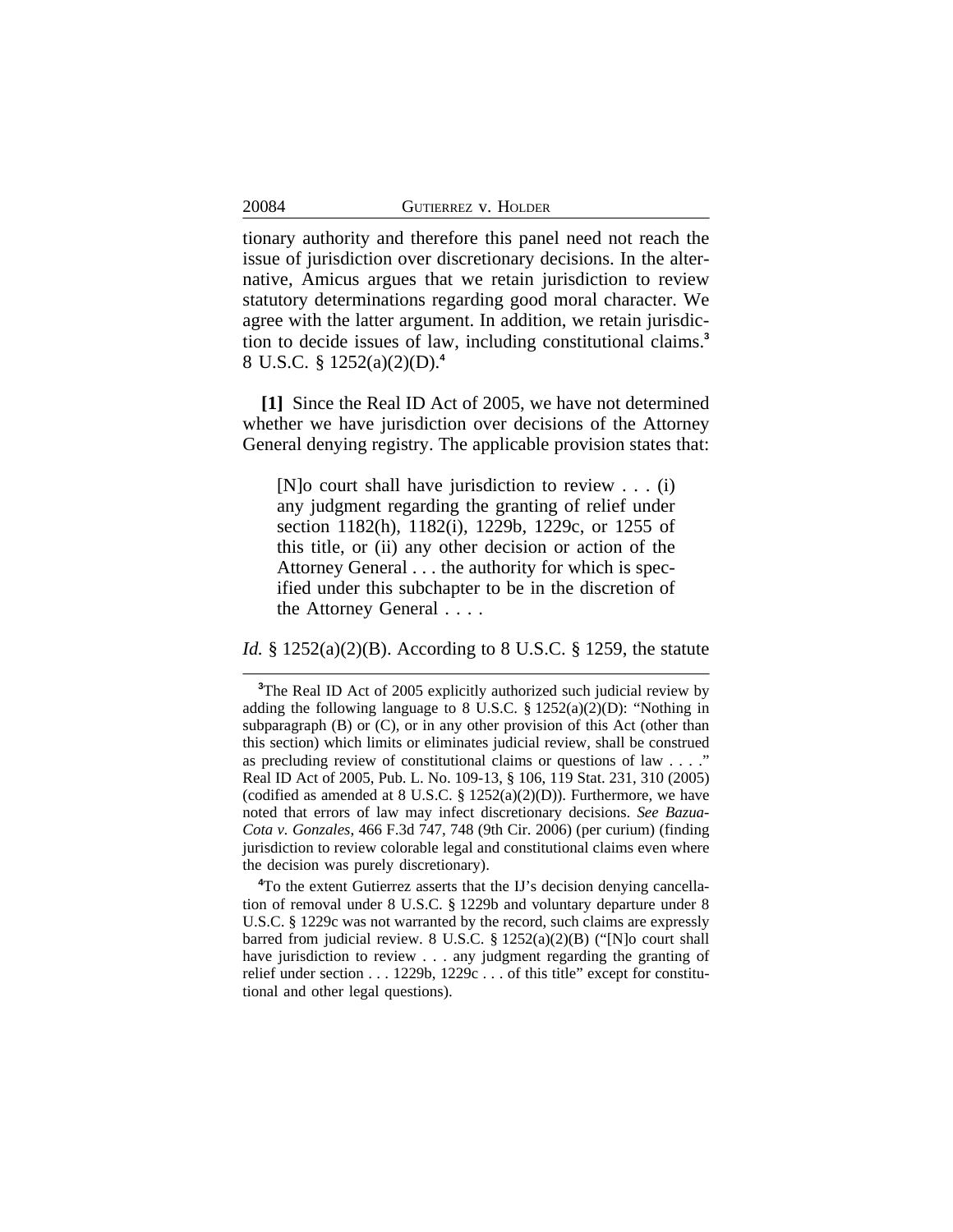tionary authority and therefore this panel need not reach the issue of jurisdiction over discretionary decisions. In the alternative, Amicus argues that we retain jurisdiction to review statutory determinations regarding good moral character. We agree with the latter argument. In addition, we retain jurisdiction to decide issues of law, including constitutional claims.[3] 8 U.S.C. § 1252(a)(2)(D).[4]

**[1]** Since the Real ID Act of 2005, we have not determined whether we have jurisdiction over decisions of the Attorney General denying registry. The applicable provision states that:

> [N]o court shall have jurisdiction to review . . . (i) any judgment regarding the granting of relief under section 1182(h), 1182(i), 1229b, 1229c, or 1255 of this title, or (ii) any other decision or action of the Attorney General . . . the authority for which is specified under this subchapter to be in the discretion of the Attorney General . . . .

*Id.* § 1252(a)(2)(B). According to 8 U.S.C. § 1259, the statute

---

[3]The Real ID Act of 2005 explicitly authorized such judicial review by adding the following language to 8 U.S.C. § 1252(a)(2)(D): "Nothing in subparagraph (B) or (C), or in any other provision of this Act (other than this section) which limits or eliminates judicial review, shall be construed as precluding review of constitutional claims or questions of law . . . ." Real ID Act of 2005, Pub. L. No. 109-13, § 106, 119 Stat. 231, 310 (2005) (codified as amended at 8 U.S.C. § 1252(a)(2)(D)). Furthermore, we have noted that errors of law may infect discretionary decisions. *See Bazua-Cota v. Gonzales*, 466 F.3d 747, 748 (9th Cir. 2006) (per curium) (finding jurisdiction to review colorable legal and constitutional claims even where the decision was purely discretionary).

[4]To the extent Gutierrez asserts that the IJ's decision denying cancellation of removal under 8 U.S.C. § 1229b and voluntary departure under 8 U.S.C. § 1229c was not warranted by the record, such claims are expressly barred from judicial review. 8 U.S.C. § 1252(a)(2)(B) ("[N]o court shall have jurisdiction to review . . . any judgment regarding the granting of relief under section . . . 1229b, 1229c . . . of this title" except for constitutional and other legal questions).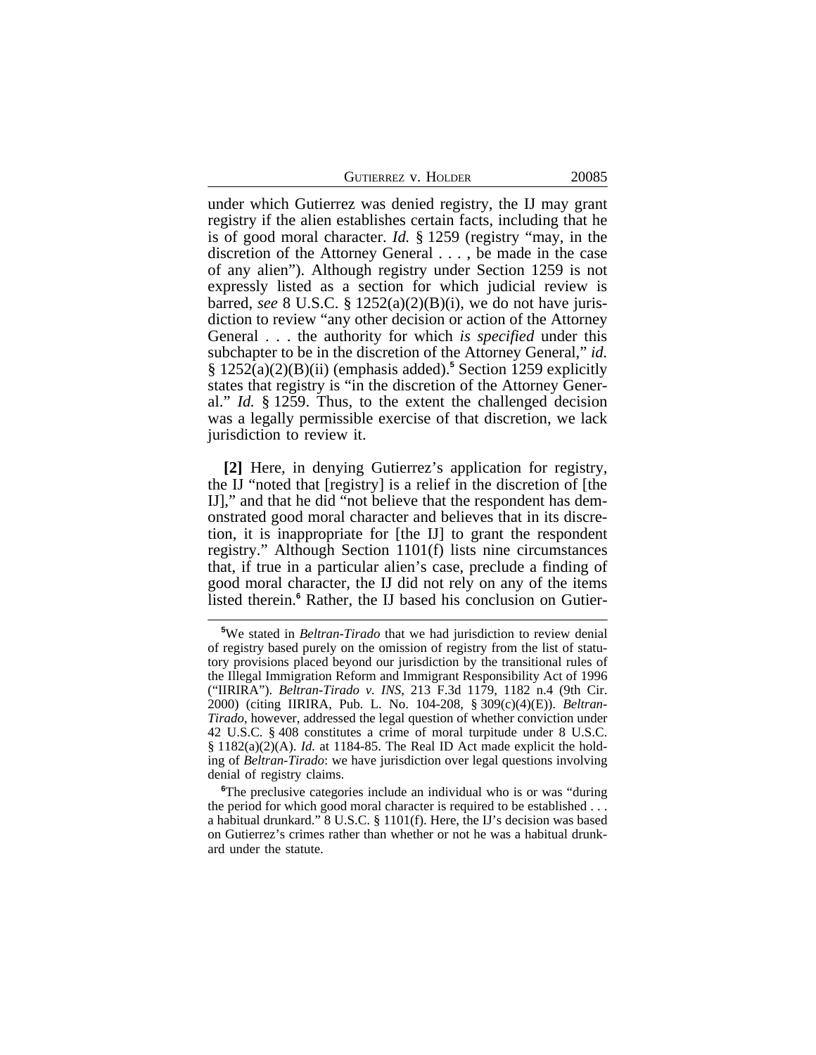under which Gutierrez was denied registry, the IJ may grant registry if the alien establishes certain facts, including that he is of good moral character. *Id.* § 1259 (registry "may, in the discretion of the Attorney General . . . , be made in the case of any alien"). Although registry under Section 1259 is not expressly listed as a section for which judicial review is barred, *see* 8 U.S.C. § 1252(a)(2)(B)(i), we do not have jurisdiction to review "any other decision or action of the Attorney General . . . the authority for which *is specified* under this subchapter to be in the discretion of the Attorney General," *id.* § 1252(a)(2)(B)(ii) (emphasis added).[5] Section 1259 explicitly states that registry is "in the discretion of the Attorney General." *Id.* § 1259. Thus, to the extent the challenged decision was a legally permissible exercise of that discretion, we lack jurisdiction to review it.

**[2]** Here, in denying Gutierrez's application for registry, the IJ "noted that [registry] is a relief in the discretion of [the IJ]," and that he did "not believe that the respondent has demonstrated good moral character and believes that in its discretion, it is inappropriate for [the IJ] to grant the respondent registry." Although Section 1101(f) lists nine circumstances that, if true in a particular alien's case, preclude a finding of good moral character, the IJ did not rely on any of the items listed therein.[6] Rather, the IJ based his conclusion on Gutier-

---

[5]We stated in *Beltran-Tirado* that we had jurisdiction to review denial of registry based purely on the omission of registry from the list of statutory provisions placed beyond our jurisdiction by the transitional rules of the Illegal Immigration Reform and Immigrant Responsibility Act of 1996 ("IIRIRA"). *Beltran-Tirado v. INS*, 213 F.3d 1179, 1182 n.4 (9th Cir. 2000) (citing IIRIRA, Pub. L. No. 104-208, § 309(c)(4)(E)). *Beltran-Tirado*, however, addressed the legal question of whether conviction under 42 U.S.C. § 408 constitutes a crime of moral turpitude under 8 U.S.C. § 1182(a)(2)(A). *Id.* at 1184-85. The Real ID Act made explicit the holding of *Beltran-Tirado*: we have jurisdiction over legal questions involving denial of registry claims.

[6]The preclusive categories include an individual who is or was "during the period for which good moral character is required to be established . . . a habitual drunkard." 8 U.S.C. § 1101(f). Here, the IJ's decision was based on Gutierrez's crimes rather than whether or not he was a habitual drunkard under the statute.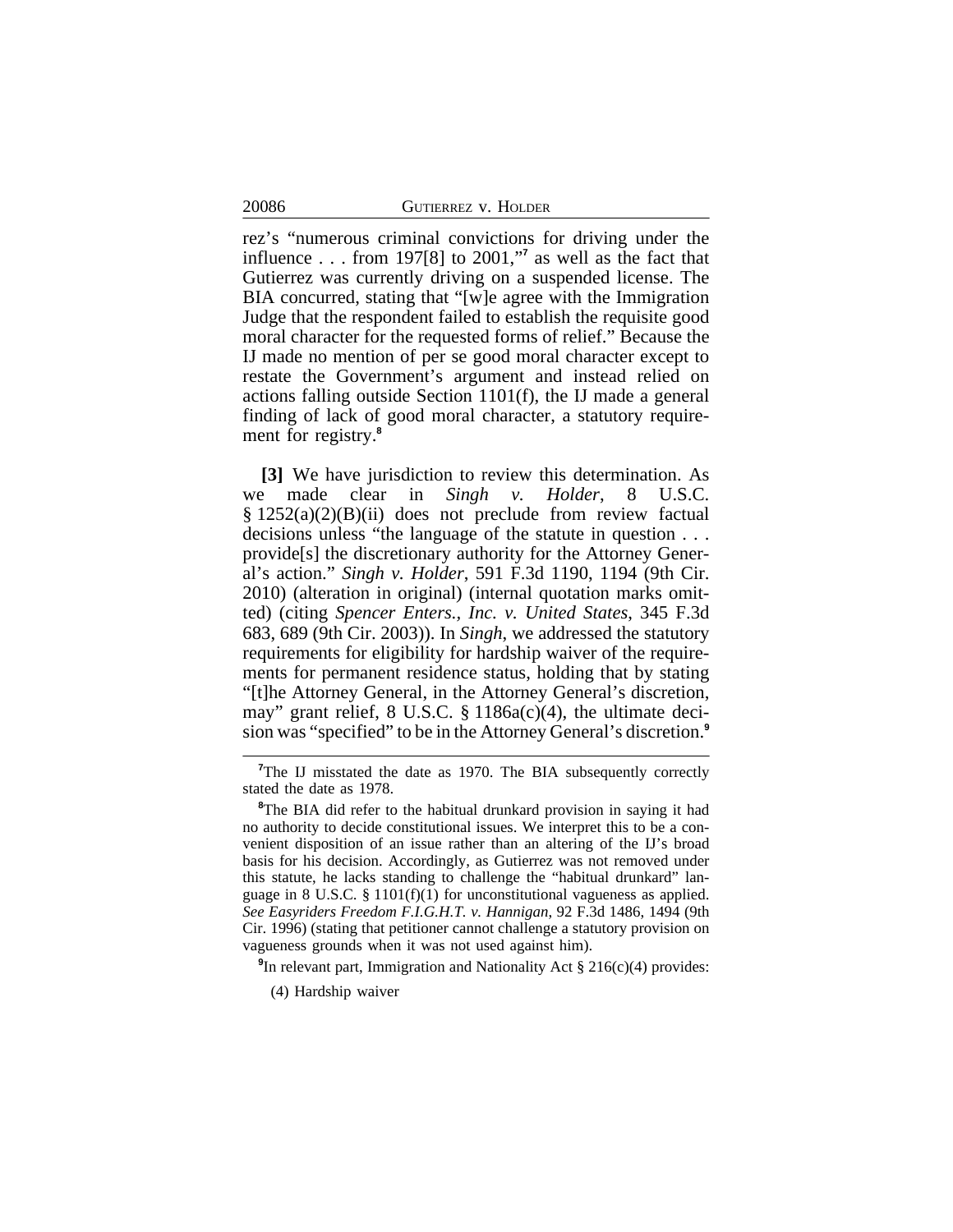rez's "numerous criminal convictions for driving under the influence . . . from 197[8] to 2001,"[7] as well as the fact that Gutierrez was currently driving on a suspended license. The BIA concurred, stating that "[w]e agree with the Immigration Judge that the respondent failed to establish the requisite good moral character for the requested forms of relief." Because the IJ made no mention of per se good moral character except to restate the Government's argument and instead relied on actions falling outside Section 1101(f), the IJ made a general finding of lack of good moral character, a statutory requirement for registry.[8]

**[3]** We have jurisdiction to review this determination. As we made clear in *Singh v. Holder*, 8 U.S.C. § 1252(a)(2)(B)(ii) does not preclude from review factual decisions unless "the language of the statute in question . . . provide[s] the discretionary authority for the Attorney General's action." *Singh v. Holder*, 591 F.3d 1190, 1194 (9th Cir. 2010) (alteration in original) (internal quotation marks omitted) (citing *Spencer Enters., Inc. v. United States*, 345 F.3d 683, 689 (9th Cir. 2003)). In *Singh*, we addressed the statutory requirements for eligibility for hardship waiver of the requirements for permanent residence status, holding that by stating "[t]he Attorney General, in the Attorney General's discretion, may" grant relief, 8 U.S.C. § 1186a(c)(4), the ultimate decision was "specified" to be in the Attorney General's discretion.[9]

---

[7]The IJ misstated the date as 1970. The BIA subsequently correctly stated the date as 1978.

[8]The BIA did refer to the habitual drunkard provision in saying it had no authority to decide constitutional issues. We interpret this to be a convenient disposition of an issue rather than an altering of the IJ's broad basis for his decision. Accordingly, as Gutierrez was not removed under this statute, he lacks standing to challenge the "habitual drunkard" language in 8 U.S.C. § 1101(f)(1) for unconstitutional vagueness as applied. *See Easyriders Freedom F.I.G.H.T. v. Hannigan*, 92 F.3d 1486, 1494 (9th Cir. 1996) (stating that petitioner cannot challenge a statutory provision on vagueness grounds when it was not used against him).

[9]In relevant part, Immigration and Nationality Act § 216(c)(4) provides:

(4) Hardship waiver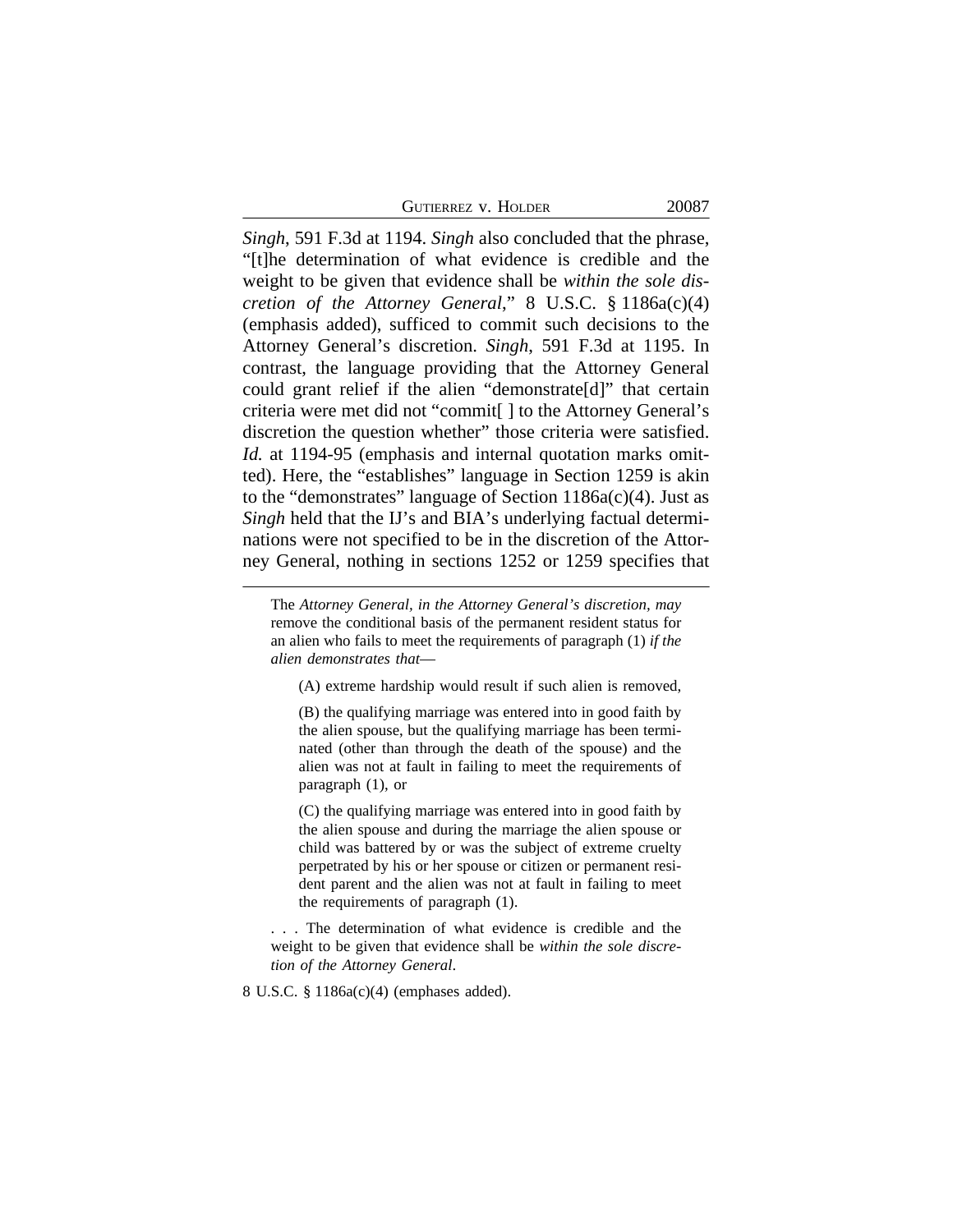*Singh*, 591 F.3d at 1194. *Singh* also concluded that the phrase, "[t]he determination of what evidence is credible and the weight to be given that evidence shall be *within the sole discretion of the Attorney General*," 8 U.S.C. § 1186a(c)(4) (emphasis added), sufficed to commit such decisions to the Attorney General's discretion. *Singh*, 591 F.3d at 1195. In contrast, the language providing that the Attorney General could grant relief if the alien "demonstrate[d]" that certain criteria were met did not "commit[ ] to the Attorney General's discretion the question whether" those criteria were satisfied. *Id.* at 1194-95 (emphasis and internal quotation marks omitted). Here, the "establishes" language in Section 1259 is akin to the "demonstrates" language of Section 1186a(c)(4). Just as *Singh* held that the IJ's and BIA's underlying factual determinations were not specified to be in the discretion of the Attorney General, nothing in sections 1252 or 1259 specifies that

---

The *Attorney General, in the Attorney General's discretion, may* remove the conditional basis of the permanent resident status for an alien who fails to meet the requirements of paragraph (1) *if the alien demonstrates that*—

(A) extreme hardship would result if such alien is removed,

(B) the qualifying marriage was entered into in good faith by the alien spouse, but the qualifying marriage has been terminated (other than through the death of the spouse) and the alien was not at fault in failing to meet the requirements of paragraph (1), or

(C) the qualifying marriage was entered into in good faith by the alien spouse and during the marriage the alien spouse or child was battered by or was the subject of extreme cruelty perpetrated by his or her spouse or citizen or permanent resident parent and the alien was not at fault in failing to meet the requirements of paragraph (1).

. . . The determination of what evidence is credible and the weight to be given that evidence shall be *within the sole discretion of the Attorney General*.

8 U.S.C. § 1186a(c)(4) (emphases added).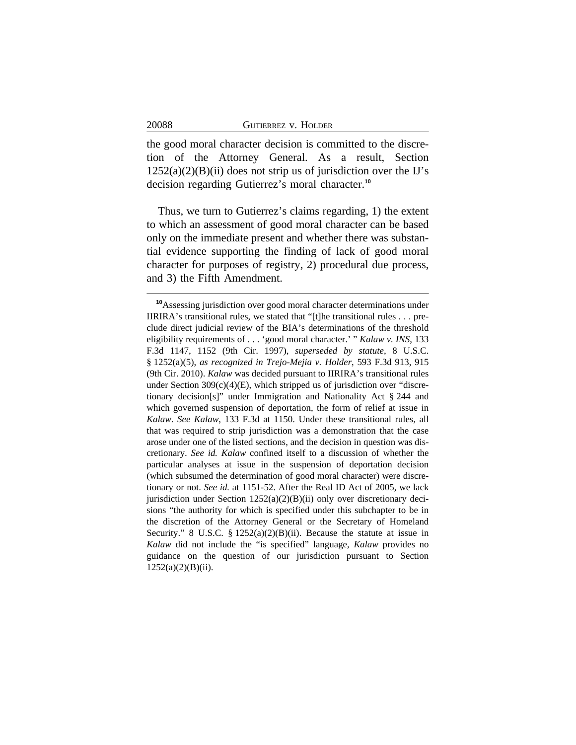the good moral character decision is committed to the discretion of the Attorney General. As a result, Section 1252(a)(2)(B)(ii) does not strip us of jurisdiction over the IJ's decision regarding Gutierrez's moral character.[10]

Thus, we turn to Gutierrez's claims regarding, 1) the extent to which an assessment of good moral character can be based only on the immediate present and whether there was substantial evidence supporting the finding of lack of good moral character for purposes of registry, 2) procedural due process, and 3) the Fifth Amendment.

---

[10]Assessing jurisdiction over good moral character determinations under IIRIRA's transitional rules, we stated that "[t]he transitional rules . . . preclude direct judicial review of the BIA's determinations of the threshold eligibility requirements of . . . 'good moral character.' " *Kalaw v. INS*, 133 F.3d 1147, 1152 (9th Cir. 1997), *superseded by statute*, 8 U.S.C. § 1252(a)(5), *as recognized in Trejo-Mejia v. Holder*, 593 F.3d 913, 915 (9th Cir. 2010). *Kalaw* was decided pursuant to IIRIRA's transitional rules under Section 309(c)(4)(E), which stripped us of jurisdiction over "discretionary decision[s]" under Immigration and Nationality Act § 244 and which governed suspension of deportation, the form of relief at issue in *Kalaw*. *See Kalaw*, 133 F.3d at 1150. Under these transitional rules, all that was required to strip jurisdiction was a demonstration that the case arose under one of the listed sections, and the decision in question was discretionary. *See id. Kalaw* confined itself to a discussion of whether the particular analyses at issue in the suspension of deportation decision (which subsumed the determination of good moral character) were discretionary or not. *See id.* at 1151-52. After the Real ID Act of 2005, we lack jurisdiction under Section 1252(a)(2)(B)(ii) only over discretionary decisions "the authority for which is specified under this subchapter to be in the discretion of the Attorney General or the Secretary of Homeland Security." 8 U.S.C. § 1252(a)(2)(B)(ii). Because the statute at issue in *Kalaw* did not include the "is specified" language, *Kalaw* provides no guidance on the question of our jurisdiction pursuant to Section 1252(a)(2)(B)(ii).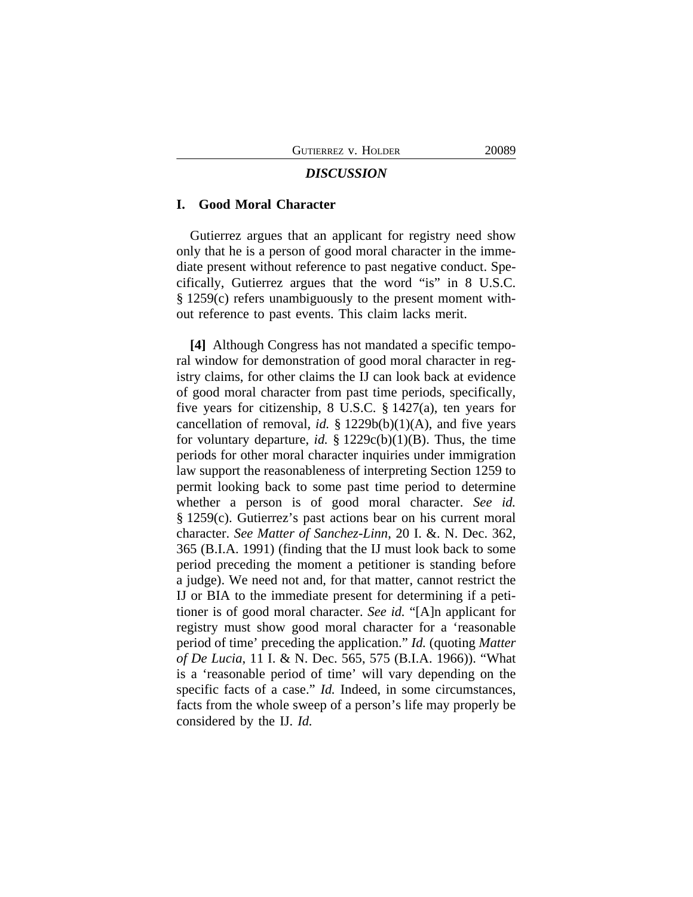## *DISCUSSION*

### I. Good Moral Character

Gutierrez argues that an applicant for registry need show only that he is a person of good moral character in the immediate present without reference to past negative conduct. Specifically, Gutierrez argues that the word "is" in 8 U.S.C. § 1259(c) refers unambiguously to the present moment without reference to past events. This claim lacks merit.

**[4]** Although Congress has not mandated a specific temporal window for demonstration of good moral character in registry claims, for other claims the IJ can look back at evidence of good moral character from past time periods, specifically, five years for citizenship, 8 U.S.C. § 1427(a), ten years for cancellation of removal, *id.* § 1229b(b)(1)(A), and five years for voluntary departure, *id.* § 1229c(b)(1)(B). Thus, the time periods for other moral character inquiries under immigration law support the reasonableness of interpreting Section 1259 to permit looking back to some past time period to determine whether a person is of good moral character. *See id.* § 1259(c). Gutierrez's past actions bear on his current moral character. *See Matter of Sanchez-Linn*, 20 I. &. N. Dec. 362, 365 (B.I.A. 1991) (finding that the IJ must look back to some period preceding the moment a petitioner is standing before a judge). We need not and, for that matter, cannot restrict the IJ or BIA to the immediate present for determining if a petitioner is of good moral character. *See id.* "[A]n applicant for registry must show good moral character for a 'reasonable period of time' preceding the application." *Id.* (quoting *Matter of De Lucia*, 11 I. & N. Dec. 565, 575 (B.I.A. 1966)). "What is a 'reasonable period of time' will vary depending on the specific facts of a case." *Id.* Indeed, in some circumstances, facts from the whole sweep of a person's life may properly be considered by the IJ. *Id.*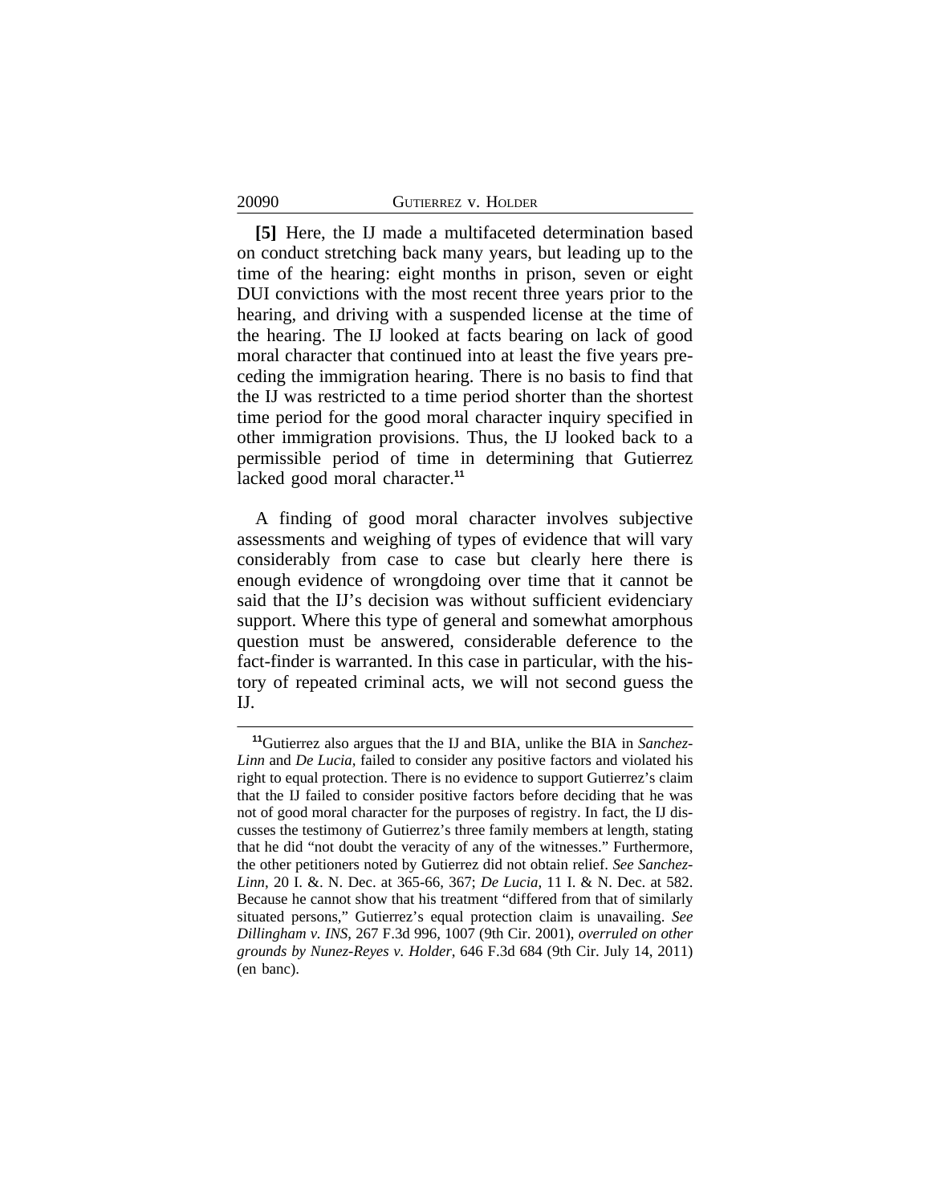**[5]** Here, the IJ made a multifaceted determination based on conduct stretching back many years, but leading up to the time of the hearing: eight months in prison, seven or eight DUI convictions with the most recent three years prior to the hearing, and driving with a suspended license at the time of the hearing. The IJ looked at facts bearing on lack of good moral character that continued into at least the five years preceding the immigration hearing. There is no basis to find that the IJ was restricted to a time period shorter than the shortest time period for the good moral character inquiry specified in other immigration provisions. Thus, the IJ looked back to a permissible period of time in determining that Gutierrez lacked good moral character.[11]

A finding of good moral character involves subjective assessments and weighing of types of evidence that will vary considerably from case to case but clearly here there is enough evidence of wrongdoing over time that it cannot be said that the IJ's decision was without sufficient evidenciary support. Where this type of general and somewhat amorphous question must be answered, considerable deference to the fact-finder is warranted. In this case in particular, with the history of repeated criminal acts, we will not second guess the IJ.

---

[11]Gutierrez also argues that the IJ and BIA, unlike the BIA in *Sanchez-Linn* and *De Lucia*, failed to consider any positive factors and violated his right to equal protection. There is no evidence to support Gutierrez's claim that the IJ failed to consider positive factors before deciding that he was not of good moral character for the purposes of registry. In fact, the IJ discusses the testimony of Gutierrez's three family members at length, stating that he did "not doubt the veracity of any of the witnesses." Furthermore, the other petitioners noted by Gutierrez did not obtain relief. *See Sanchez-Linn*, 20 I. &. N. Dec. at 365-66, 367; *De Lucia*, 11 I. & N. Dec. at 582. Because he cannot show that his treatment "differed from that of similarly situated persons," Gutierrez's equal protection claim is unavailing. *See Dillingham v. INS*, 267 F.3d 996, 1007 (9th Cir. 2001), *overruled on other grounds by Nunez-Reyes v. Holder*, 646 F.3d 684 (9th Cir. July 14, 2011) (en banc).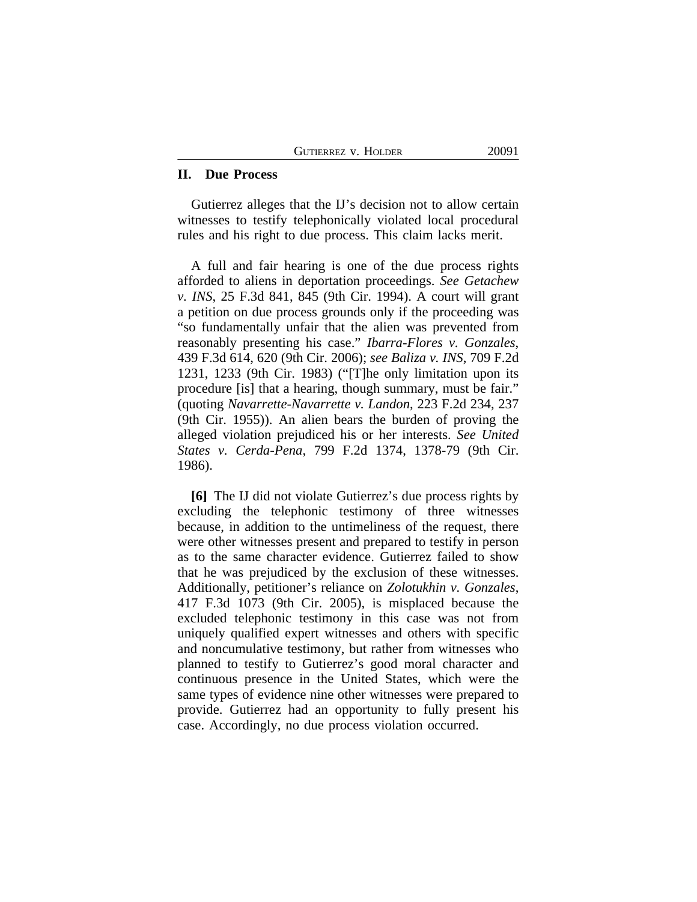## II. Due Process

Gutierrez alleges that the IJ's decision not to allow certain witnesses to testify telephonically violated local procedural rules and his right to due process. This claim lacks merit.

A full and fair hearing is one of the due process rights afforded to aliens in deportation proceedings. *See Getachew v. INS*, 25 F.3d 841, 845 (9th Cir. 1994). A court will grant a petition on due process grounds only if the proceeding was "so fundamentally unfair that the alien was prevented from reasonably presenting his case." *Ibarra-Flores v. Gonzales*, 439 F.3d 614, 620 (9th Cir. 2006); *see Baliza v. INS*, 709 F.2d 1231, 1233 (9th Cir. 1983) ("[T]he only limitation upon its procedure [is] that a hearing, though summary, must be fair." (quoting *Navarrette-Navarrette v. Landon*, 223 F.2d 234, 237 (9th Cir. 1955)). An alien bears the burden of proving the alleged violation prejudiced his or her interests. *See United States v. Cerda-Pena*, 799 F.2d 1374, 1378-79 (9th Cir. 1986).

**[6]** The IJ did not violate Gutierrez's due process rights by excluding the telephonic testimony of three witnesses because, in addition to the untimeliness of the request, there were other witnesses present and prepared to testify in person as to the same character evidence. Gutierrez failed to show that he was prejudiced by the exclusion of these witnesses. Additionally, petitioner's reliance on *Zolotukhin v. Gonzales*, 417 F.3d 1073 (9th Cir. 2005), is misplaced because the excluded telephonic testimony in this case was not from uniquely qualified expert witnesses and others with specific and noncumulative testimony, but rather from witnesses who planned to testify to Gutierrez's good moral character and continuous presence in the United States, which were the same types of evidence nine other witnesses were prepared to provide. Gutierrez had an opportunity to fully present his case. Accordingly, no due process violation occurred.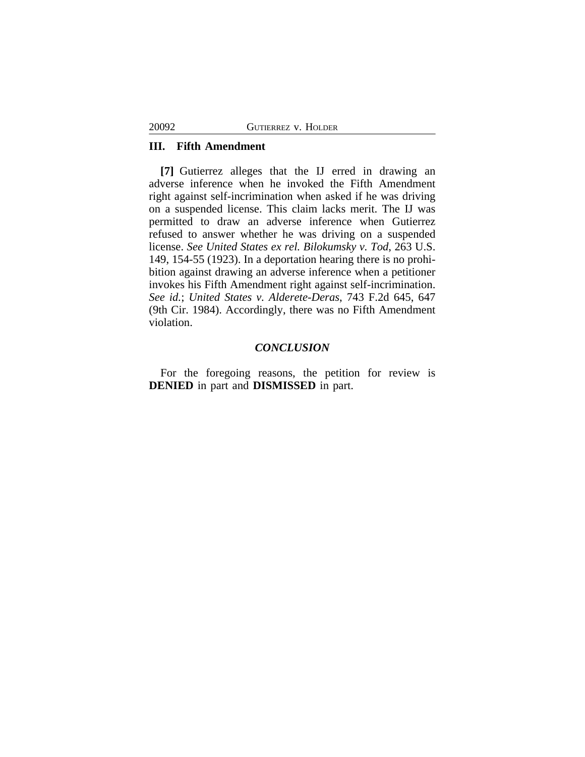## III. Fifth Amendment

**[7]** Gutierrez alleges that the IJ erred in drawing an adverse inference when he invoked the Fifth Amendment right against self-incrimination when asked if he was driving on a suspended license. This claim lacks merit. The IJ was permitted to draw an adverse inference when Gutierrez refused to answer whether he was driving on a suspended license. *See United States ex rel. Bilokumsky v. Tod*, 263 U.S. 149, 154-55 (1923). In a deportation hearing there is no prohibition against drawing an adverse inference when a petitioner invokes his Fifth Amendment right against self-incrimination. *See id.*; *United States v. Alderete-Deras*, 743 F.2d 645, 647 (9th Cir. 1984). Accordingly, there was no Fifth Amendment violation.

## *CONCLUSION*

For the foregoing reasons, the petition for review is **DENIED** in part and **DISMISSED** in part.